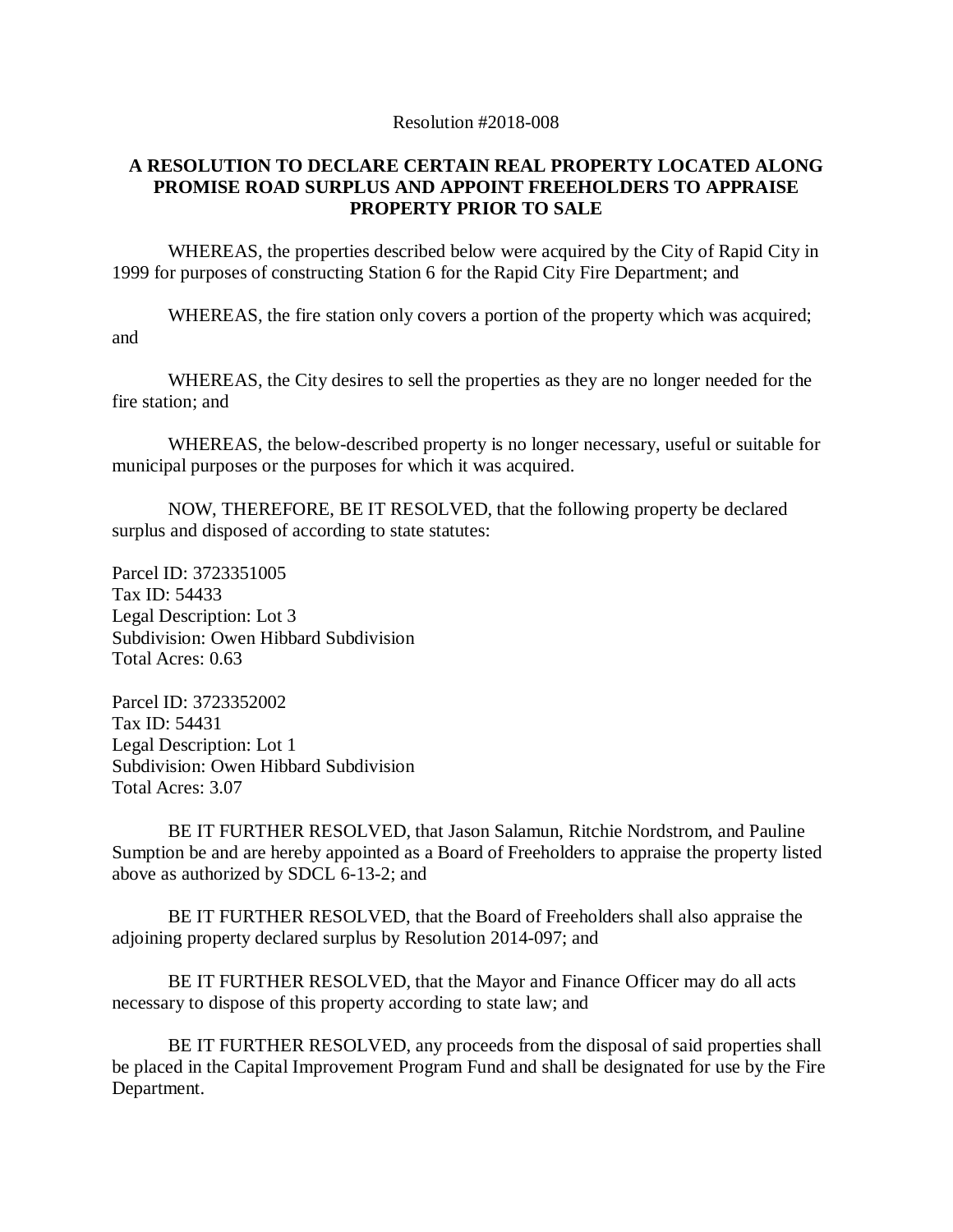Resolution #2018-008

## A RESOLUTION TO DECLARE CERTAIN REAL PROPERTY LOCATED ALONG PROMISE ROAD SURPLUS AND APPOINT FREEHOLDERS TO APPRAISE PROPERTY PRIOR TO SALE

WHEREAS, the properties described below were acquired by the City of Rapid City in 1999 for purposes of constructing Station 6 for the Rapid City Fire Department; and

WHEREAS, the fire station only covers a portion of the property which was acquired; and

WHEREAS, the City desires to sell the properties as they are no longer needed for the fire station; and

WHEREAS, the below-described property is no longer necessary, useful or suitable for municipal purposes or the purposes for which it was acquired.

NOW, THEREFORE, BE IT RESOLVED, that the following property be declared surplus and disposed of according to state statutes:

Parcel ID: 3723351005
Tax ID: 54433
Legal Description: Lot 3
Subdivision: Owen Hibbard Subdivision
Total Acres: 0.63

Parcel ID: 3723352002
Tax ID: 54431
Legal Description: Lot 1
Subdivision: Owen Hibbard Subdivision
Total Acres: 3.07

BE IT FURTHER RESOLVED, that Jason Salamun, Ritchie Nordstrom, and Pauline Sumption be and are hereby appointed as a Board of Freeholders to appraise the property listed above as authorized by SDCL 6-13-2; and

BE IT FURTHER RESOLVED, that the Board of Freeholders shall also appraise the adjoining property declared surplus by Resolution 2014-097; and

BE IT FURTHER RESOLVED, that the Mayor and Finance Officer may do all acts necessary to dispose of this property according to state law; and

BE IT FURTHER RESOLVED, any proceeds from the disposal of said properties shall be placed in the Capital Improvement Program Fund and shall be designated for use by the Fire Department.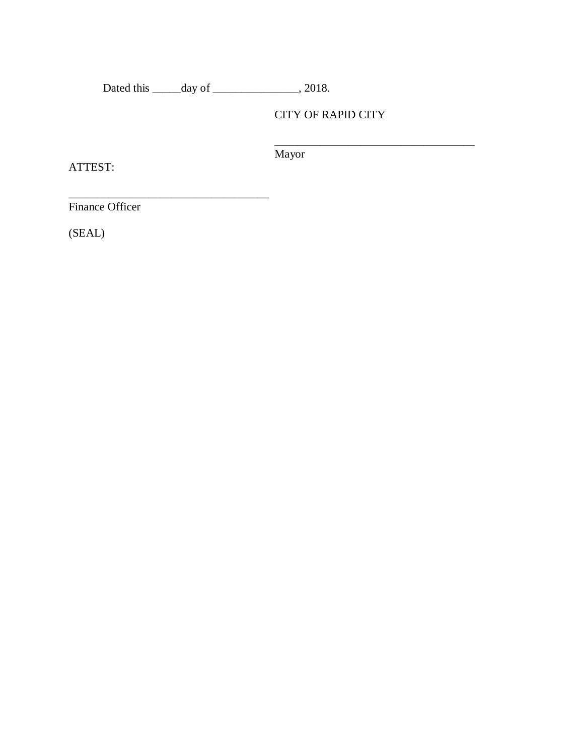Dated this _____day of _______________, 2018.

CITY OF RAPID CITY

____________________________________
Mayor

ATTEST:

____________________________________
Finance Officer

(SEAL)